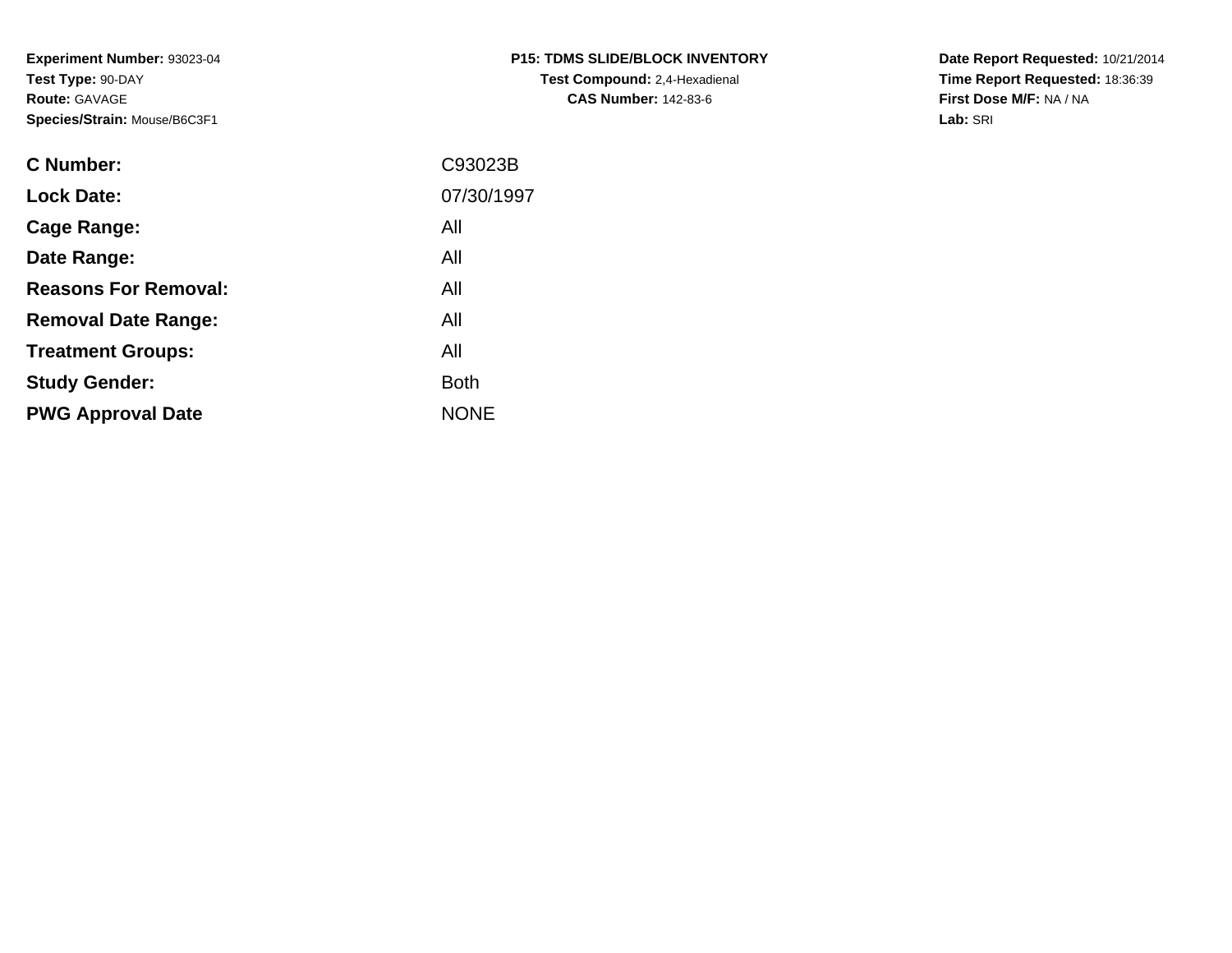**Experiment Number:** 93023-04
**Test Type:** 90-DAY
**Route:** GAVAGE
**Species/Strain:** Mouse/B6C3F1

**P15: TDMS SLIDE/BLOCK INVENTORY**
**Test Compound:** 2,4-Hexadienal
**CAS Number:** 142-83-6

**Date Report Requested:** 10/21/2014
**Time Report Requested:** 18:36:39
**First Dose M/F:** NA / NA
**Lab:** SRI

| | |
|---|---|
| **C Number:** | C93023B |
| **Lock Date:** | 07/30/1997 |
| **Cage Range:** | All |
| **Date Range:** | All |
| **Reasons For Removal:** | All |
| **Removal Date Range:** | All |
| **Treatment Groups:** | All |
| **Study Gender:** | Both |
| **PWG Approval Date** | NONE |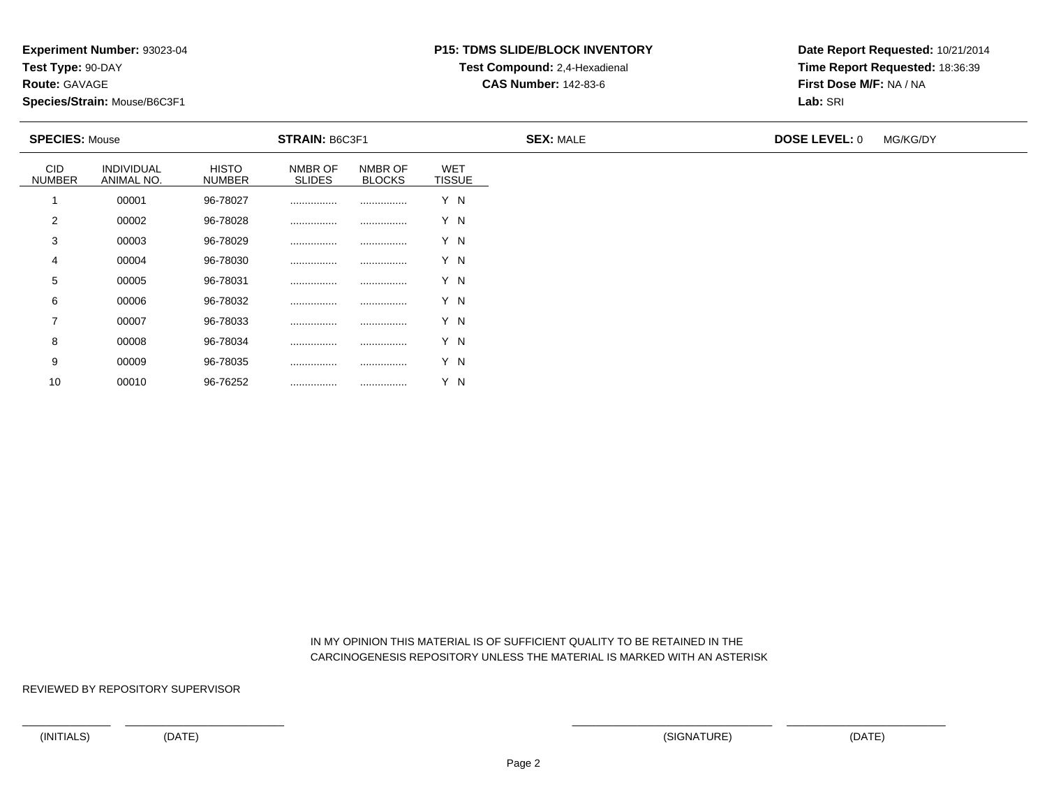**Experiment Number:** 93023-04
**Test Type:** 90-DAY
**Route:** GAVAGE
**Species/Strain:** Mouse/B6C3F1

**P15: TDMS SLIDE/BLOCK INVENTORY**
**Test Compound:** 2,4-Hexadienal
**CAS Number:** 142-83-6

**Date Report Requested:** 10/21/2014
**Time Report Requested:** 18:36:39
**First Dose M/F:** NA / NA
**Lab:** SRI

**SPECIES:** Mouse **STRAIN:** B6C3F1 **SEX:** MALE **DOSE LEVEL:** 0 MG/KG/DY

| CID NUMBER | INDIVIDUAL ANIMAL NO. | HISTO NUMBER | NMBR OF SLIDES | NMBR OF BLOCKS | WET TISSUE |
|---|---|---|---|---|---|
| 1 | 00001 | 96-78027 | ................ | ................ | Y N |
| 2 | 00002 | 96-78028 | ................ | ................ | Y N |
| 3 | 00003 | 96-78029 | ................ | ................ | Y N |
| 4 | 00004 | 96-78030 | ................ | ................ | Y N |
| 5 | 00005 | 96-78031 | ................ | ................ | Y N |
| 6 | 00006 | 96-78032 | ................ | ................ | Y N |
| 7 | 00007 | 96-78033 | ................ | ................ | Y N |
| 8 | 00008 | 96-78034 | ................ | ................ | Y N |
| 9 | 00009 | 96-78035 | ................ | ................ | Y N |
| 10 | 00010 | 96-76252 | ................ | ................ | Y N |

IN MY OPINION THIS MATERIAL IS OF SUFFICIENT QUALITY TO BE RETAINED IN THE CARCINOGENESIS REPOSITORY UNLESS THE MATERIAL IS MARKED WITH AN ASTERISK

REVIEWED BY REPOSITORY SUPERVISOR

(INITIALS) (DATE) (SIGNATURE) (DATE)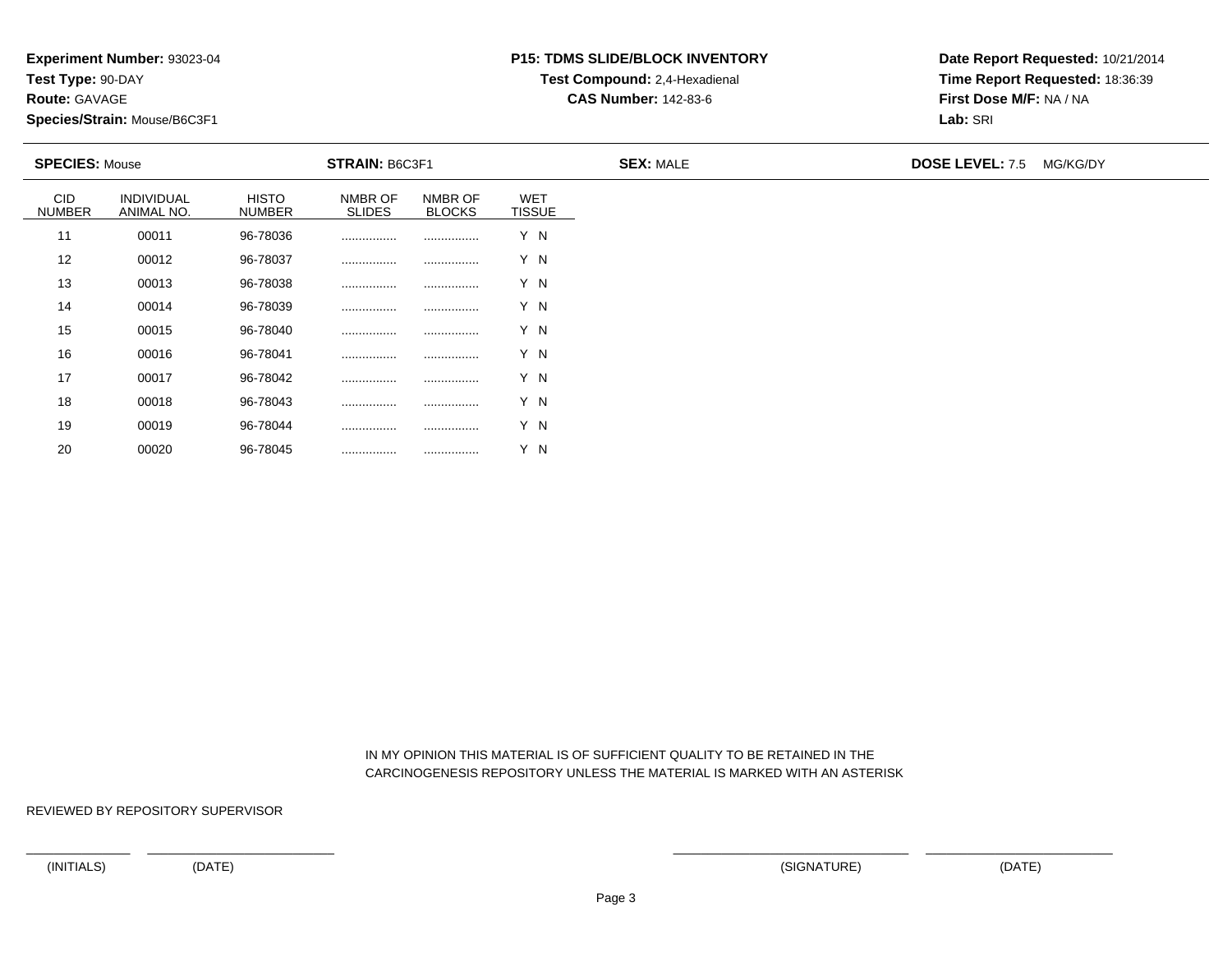**Experiment Number:** 93023-04
**Test Type:** 90-DAY
**Route:** GAVAGE
**Species/Strain:** Mouse/B6C3F1

**P15: TDMS SLIDE/BLOCK INVENTORY**
**Test Compound:** 2,4-Hexadienal
**CAS Number:** 142-83-6

**Date Report Requested:** 10/21/2014
**Time Report Requested:** 18:36:39
**First Dose M/F:** NA / NA
**Lab:** SRI

**SPECIES:** Mouse　**STRAIN:** B6C3F1　**SEX:** MALE　**DOSE LEVEL:** 7.5 MG/KG/DY

| CID NUMBER | INDIVIDUAL ANIMAL NO. | HISTO NUMBER | NMBR OF SLIDES | NMBR OF BLOCKS | WET TISSUE |
|---|---|---|---|---|---|
| 11 | 00011 | 96-78036 | ................ | ................ | Y N |
| 12 | 00012 | 96-78037 | ................ | ................ | Y N |
| 13 | 00013 | 96-78038 | ................ | ................ | Y N |
| 14 | 00014 | 96-78039 | ................ | ................ | Y N |
| 15 | 00015 | 96-78040 | ................ | ................ | Y N |
| 16 | 00016 | 96-78041 | ................ | ................ | Y N |
| 17 | 00017 | 96-78042 | ................ | ................ | Y N |
| 18 | 00018 | 96-78043 | ................ | ................ | Y N |
| 19 | 00019 | 96-78044 | ................ | ................ | Y N |
| 20 | 00020 | 96-78045 | ................ | ................ | Y N |

IN MY OPINION THIS MATERIAL IS OF SUFFICIENT QUALITY TO BE RETAINED IN THE CARCINOGENESIS REPOSITORY UNLESS THE MATERIAL IS MARKED WITH AN ASTERISK

REVIEWED BY REPOSITORY SUPERVISOR

(INITIALS)　(DATE)　(SIGNATURE)　(DATE)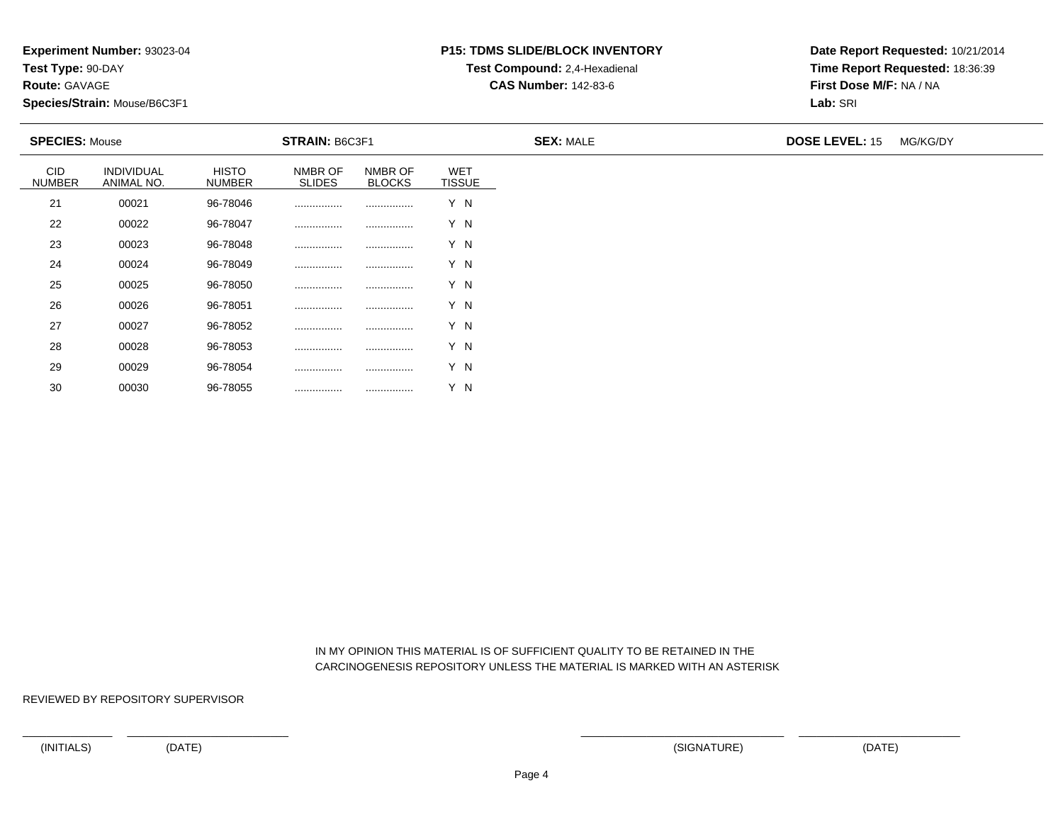**Experiment Number:** 93023-04
**Test Type:** 90-DAY
**Route:** GAVAGE
**Species/Strain:** Mouse/B6C3F1

**P15: TDMS SLIDE/BLOCK INVENTORY**
**Test Compound:** 2,4-Hexadienal
**CAS Number:** 142-83-6

**Date Report Requested:** 10/21/2014
**Time Report Requested:** 18:36:39
**First Dose M/F:** NA / NA
**Lab:** SRI

**SPECIES:** Mouse **STRAIN:** B6C3F1 **SEX:** MALE **DOSE LEVEL:** 15 MG/KG/DY

| CID NUMBER | INDIVIDUAL ANIMAL NO. | HISTO NUMBER | NMBR OF SLIDES | NMBR OF BLOCKS | WET TISSUE |
|---|---|---|---|---|---|
| 21 | 00021 | 96-78046 | ................ | ................ | Y N |
| 22 | 00022 | 96-78047 | ................ | ................ | Y N |
| 23 | 00023 | 96-78048 | ................ | ................ | Y N |
| 24 | 00024 | 96-78049 | ................ | ................ | Y N |
| 25 | 00025 | 96-78050 | ................ | ................ | Y N |
| 26 | 00026 | 96-78051 | ................ | ................ | Y N |
| 27 | 00027 | 96-78052 | ................ | ................ | Y N |
| 28 | 00028 | 96-78053 | ................ | ................ | Y N |
| 29 | 00029 | 96-78054 | ................ | ................ | Y N |
| 30 | 00030 | 96-78055 | ................ | ................ | Y N |

IN MY OPINION THIS MATERIAL IS OF SUFFICIENT QUALITY TO BE RETAINED IN THE CARCINOGENESIS REPOSITORY UNLESS THE MATERIAL IS MARKED WITH AN ASTERISK

REVIEWED BY REPOSITORY SUPERVISOR

(INITIALS) (DATE) (SIGNATURE) (DATE)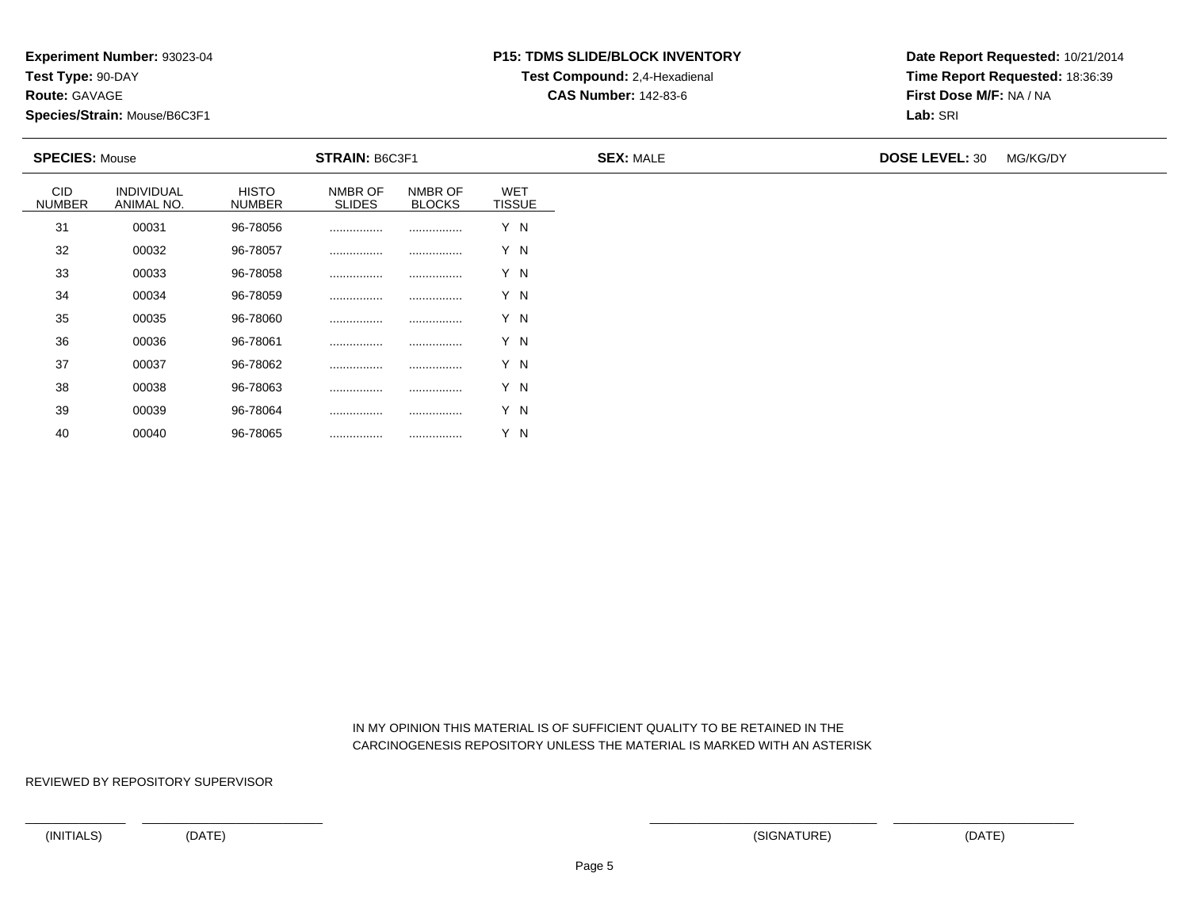**Experiment Number:** 93023-04
**Test Type:** 90-DAY
**Route:** GAVAGE
**Species/Strain:** Mouse/B6C3F1

**P15: TDMS SLIDE/BLOCK INVENTORY**
**Test Compound:** 2,4-Hexadienal
**CAS Number:** 142-83-6

**Date Report Requested:** 10/21/2014
**Time Report Requested:** 18:36:39
**First Dose M/F:** NA / NA
**Lab:** SRI

**SPECIES:** Mouse **STRAIN:** B6C3F1 **SEX:** MALE **DOSE LEVEL:** 30 MG/KG/DY

| CID NUMBER | INDIVIDUAL ANIMAL NO. | HISTO NUMBER | NMBR OF SLIDES | NMBR OF BLOCKS | WET TISSUE |
|---|---|---|---|---|---|
| 31 | 00031 | 96-78056 | ................ | ................ | Y N |
| 32 | 00032 | 96-78057 | ................ | ................ | Y N |
| 33 | 00033 | 96-78058 | ................ | ................ | Y N |
| 34 | 00034 | 96-78059 | ................ | ................ | Y N |
| 35 | 00035 | 96-78060 | ................ | ................ | Y N |
| 36 | 00036 | 96-78061 | ................ | ................ | Y N |
| 37 | 00037 | 96-78062 | ................ | ................ | Y N |
| 38 | 00038 | 96-78063 | ................ | ................ | Y N |
| 39 | 00039 | 96-78064 | ................ | ................ | Y N |
| 40 | 00040 | 96-78065 | ................ | ................ | Y N |

IN MY OPINION THIS MATERIAL IS OF SUFFICIENT QUALITY TO BE RETAINED IN THE CARCINOGENESIS REPOSITORY UNLESS THE MATERIAL IS MARKED WITH AN ASTERISK

REVIEWED BY REPOSITORY SUPERVISOR

(INITIALS) (DATE) (SIGNATURE) (DATE)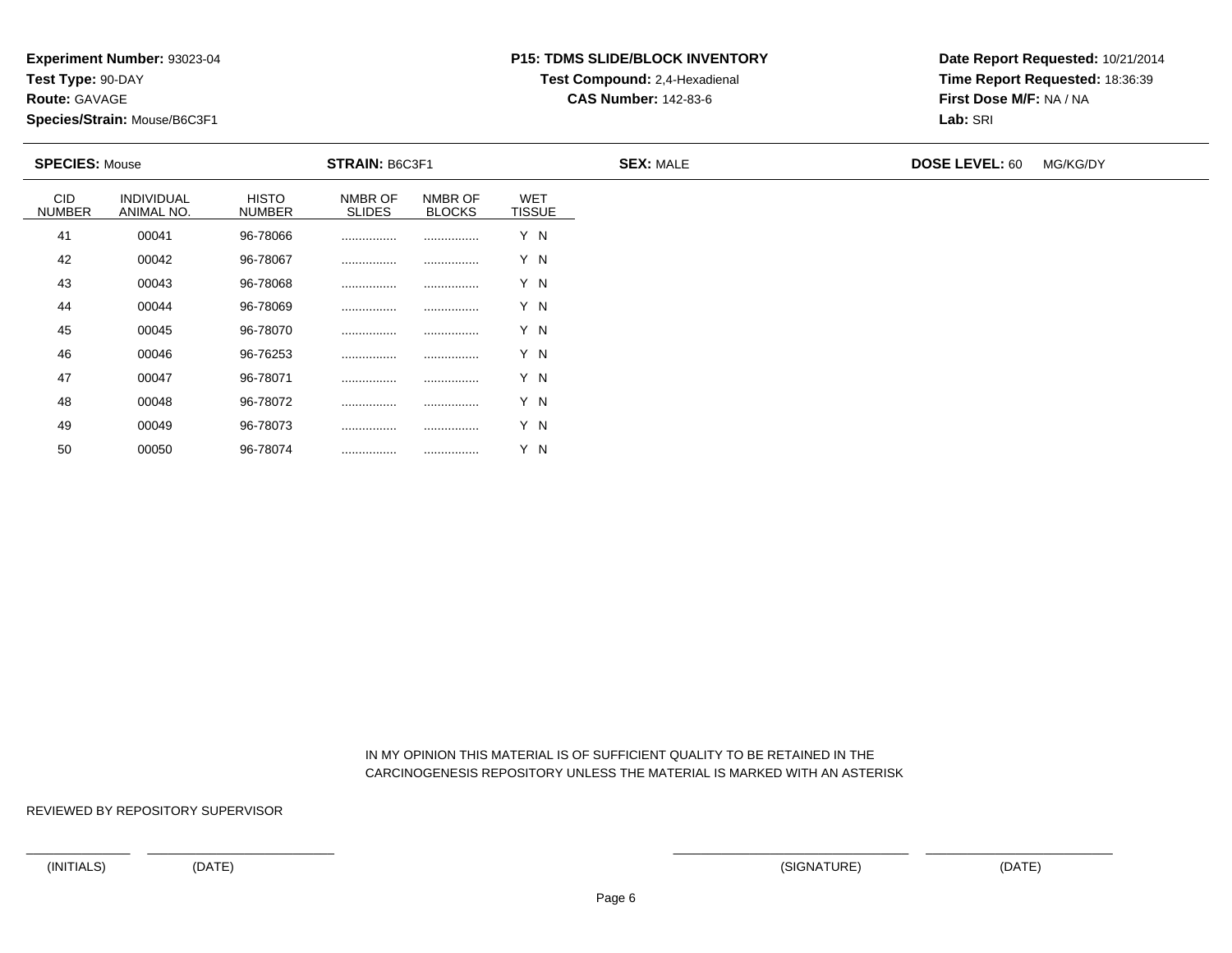**Experiment Number:** 93023-04
**Test Type:** 90-DAY
**Route:** GAVAGE
**Species/Strain:** Mouse/B6C3F1

**P15: TDMS SLIDE/BLOCK INVENTORY**
**Test Compound:** 2,4-Hexadienal
**CAS Number:** 142-83-6

**Date Report Requested:** 10/21/2014
**Time Report Requested:** 18:36:39
**First Dose M/F:** NA / NA
**Lab:** SRI

**SPECIES:** Mouse **STRAIN:** B6C3F1 **SEX:** MALE **DOSE LEVEL:** 60 MG/KG/DY

| CID NUMBER | INDIVIDUAL ANIMAL NO. | HISTO NUMBER | NMBR OF SLIDES | NMBR OF BLOCKS | WET TISSUE |
|---|---|---|---|---|---|
| 41 | 00041 | 96-78066 | ................ | ................ | Y N |
| 42 | 00042 | 96-78067 | ................ | ................ | Y N |
| 43 | 00043 | 96-78068 | ................ | ................ | Y N |
| 44 | 00044 | 96-78069 | ................ | ................ | Y N |
| 45 | 00045 | 96-78070 | ................ | ................ | Y N |
| 46 | 00046 | 96-76253 | ................ | ................ | Y N |
| 47 | 00047 | 96-78071 | ................ | ................ | Y N |
| 48 | 00048 | 96-78072 | ................ | ................ | Y N |
| 49 | 00049 | 96-78073 | ................ | ................ | Y N |
| 50 | 00050 | 96-78074 | ................ | ................ | Y N |

IN MY OPINION THIS MATERIAL IS OF SUFFICIENT QUALITY TO BE RETAINED IN THE CARCINOGENESIS REPOSITORY UNLESS THE MATERIAL IS MARKED WITH AN ASTERISK

REVIEWED BY REPOSITORY SUPERVISOR

(INITIALS) (DATE) (SIGNATURE) (DATE)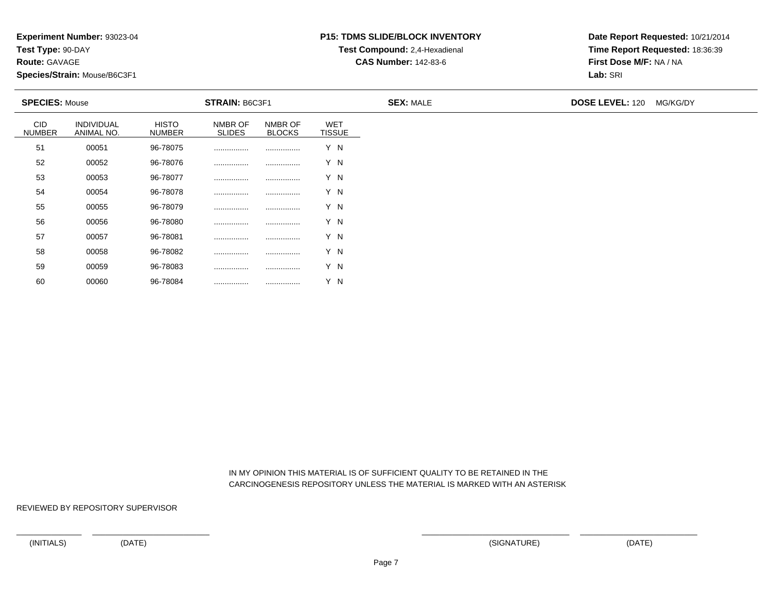**Experiment Number:** 93023-04
**Test Type:** 90-DAY
**Route:** GAVAGE
**Species/Strain:** Mouse/B6C3F1

**P15: TDMS SLIDE/BLOCK INVENTORY**
**Test Compound:** 2,4-Hexadienal
**CAS Number:** 142-83-6

**Date Report Requested:** 10/21/2014
**Time Report Requested:** 18:36:39
**First Dose M/F:** NA / NA
**Lab:** SRI

**SPECIES:** Mouse **STRAIN:** B6C3F1 **SEX:** MALE **DOSE LEVEL:** 120 MG/KG/DY

| CID NUMBER | INDIVIDUAL ANIMAL NO. | HISTO NUMBER | NMBR OF SLIDES | NMBR OF BLOCKS | WET TISSUE |
|---|---|---|---|---|---|
| 51 | 00051 | 96-78075 | ................ | ................ | Y N |
| 52 | 00052 | 96-78076 | ................ | ................ | Y N |
| 53 | 00053 | 96-78077 | ................ | ................ | Y N |
| 54 | 00054 | 96-78078 | ................ | ................ | Y N |
| 55 | 00055 | 96-78079 | ................ | ................ | Y N |
| 56 | 00056 | 96-78080 | ................ | ................ | Y N |
| 57 | 00057 | 96-78081 | ................ | ................ | Y N |
| 58 | 00058 | 96-78082 | ................ | ................ | Y N |
| 59 | 00059 | 96-78083 | ................ | ................ | Y N |
| 60 | 00060 | 96-78084 | ................ | ................ | Y N |

IN MY OPINION THIS MATERIAL IS OF SUFFICIENT QUALITY TO BE RETAINED IN THE CARCINOGENESIS REPOSITORY UNLESS THE MATERIAL IS MARKED WITH AN ASTERISK

REVIEWED BY REPOSITORY SUPERVISOR

(INITIALS) (DATE) (SIGNATURE) (DATE)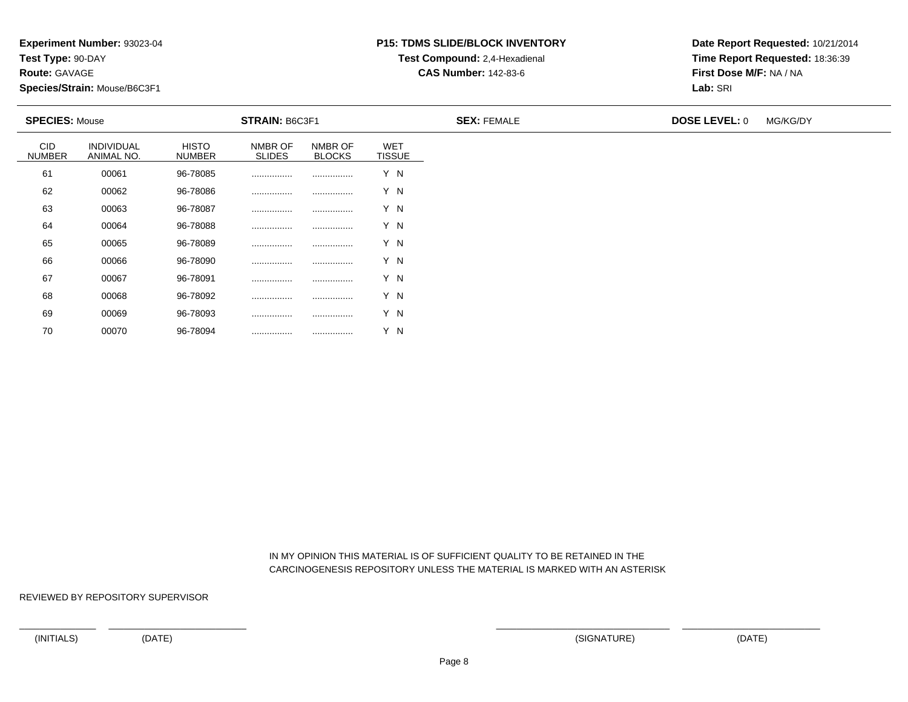**Experiment Number:** 93023-04
**Test Type:** 90-DAY
**Route:** GAVAGE
**Species/Strain:** Mouse/B6C3F1

**P15: TDMS SLIDE/BLOCK INVENTORY**
**Test Compound:** 2,4-Hexadienal
**CAS Number:** 142-83-6

**Date Report Requested:** 10/21/2014
**Time Report Requested:** 18:36:39
**First Dose M/F:** NA / NA
**Lab:** SRI

**SPECIES:** Mouse | **STRAIN:** B6C3F1 | **SEX:** FEMALE | **DOSE LEVEL:** 0 MG/KG/DY

| CID NUMBER | INDIVIDUAL ANIMAL NO. | HISTO NUMBER | NMBR OF SLIDES | NMBR OF BLOCKS | WET TISSUE |
|---|---|---|---|---|---|
| 61 | 00061 | 96-78085 | ................ | ................ | Y N |
| 62 | 00062 | 96-78086 | ................ | ................ | Y N |
| 63 | 00063 | 96-78087 | ................ | ................ | Y N |
| 64 | 00064 | 96-78088 | ................ | ................ | Y N |
| 65 | 00065 | 96-78089 | ................ | ................ | Y N |
| 66 | 00066 | 96-78090 | ................ | ................ | Y N |
| 67 | 00067 | 96-78091 | ................ | ................ | Y N |
| 68 | 00068 | 96-78092 | ................ | ................ | Y N |
| 69 | 00069 | 96-78093 | ................ | ................ | Y N |
| 70 | 00070 | 96-78094 | ................ | ................ | Y N |

IN MY OPINION THIS MATERIAL IS OF SUFFICIENT QUALITY TO BE RETAINED IN THE CARCINOGENESIS REPOSITORY UNLESS THE MATERIAL IS MARKED WITH AN ASTERISK

REVIEWED BY REPOSITORY SUPERVISOR

(INITIALS) (DATE) (SIGNATURE) (DATE)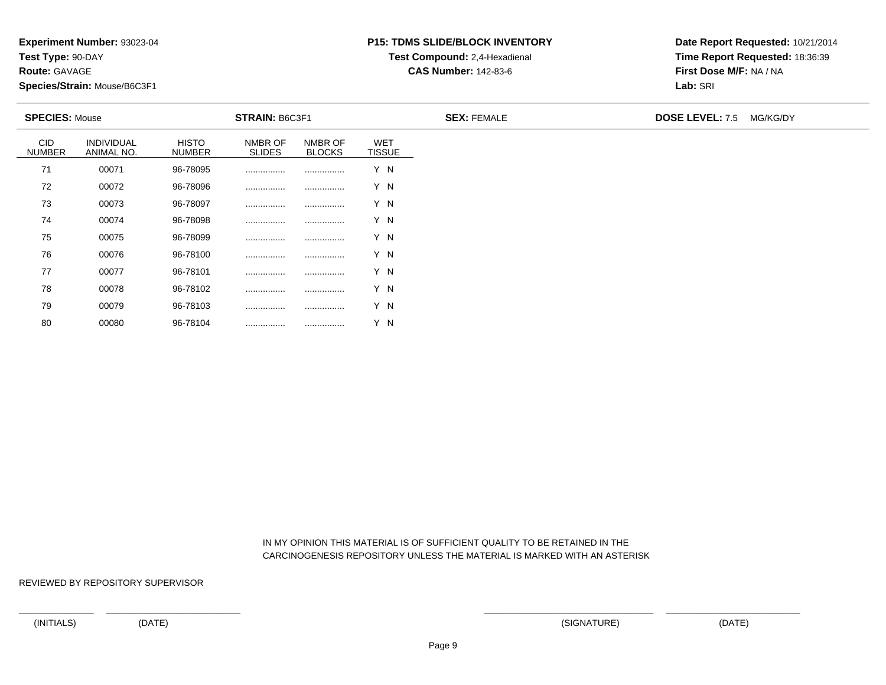**Experiment Number:** 93023-04
**Test Type:** 90-DAY
**Route:** GAVAGE
**Species/Strain:** Mouse/B6C3F1

**P15: TDMS SLIDE/BLOCK INVENTORY**
**Test Compound:** 2,4-Hexadienal
**CAS Number:** 142-83-6

**Date Report Requested:** 10/21/2014
**Time Report Requested:** 18:36:39
**First Dose M/F:** NA / NA
**Lab:** SRI

**SPECIES:** Mouse **STRAIN:** B6C3F1 **SEX:** FEMALE **DOSE LEVEL:** 7.5 MG/KG/DY

| CID NUMBER | INDIVIDUAL ANIMAL NO. | HISTO NUMBER | NMBR OF SLIDES | NMBR OF BLOCKS | WET TISSUE |
|---|---|---|---|---|---|
| 71 | 00071 | 96-78095 | ................ | ................ | Y N |
| 72 | 00072 | 96-78096 | ................ | ................ | Y N |
| 73 | 00073 | 96-78097 | ................ | ................ | Y N |
| 74 | 00074 | 96-78098 | ................ | ................ | Y N |
| 75 | 00075 | 96-78099 | ................ | ................ | Y N |
| 76 | 00076 | 96-78100 | ................ | ................ | Y N |
| 77 | 00077 | 96-78101 | ................ | ................ | Y N |
| 78 | 00078 | 96-78102 | ................ | ................ | Y N |
| 79 | 00079 | 96-78103 | ................ | ................ | Y N |
| 80 | 00080 | 96-78104 | ................ | ................ | Y N |

IN MY OPINION THIS MATERIAL IS OF SUFFICIENT QUALITY TO BE RETAINED IN THE CARCINOGENESIS REPOSITORY UNLESS THE MATERIAL IS MARKED WITH AN ASTERISK

REVIEWED BY REPOSITORY SUPERVISOR

(INITIALS) (DATE) (SIGNATURE) (DATE)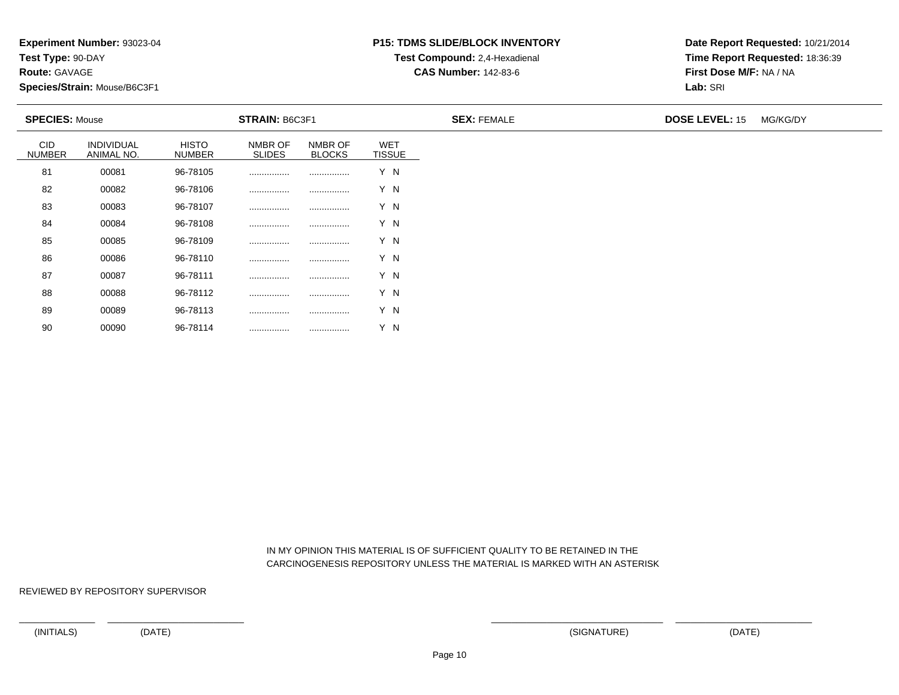**Experiment Number:** 93023-04
**Test Type:** 90-DAY
**Route:** GAVAGE
**Species/Strain:** Mouse/B6C3F1

**P15: TDMS SLIDE/BLOCK INVENTORY**
**Test Compound:** 2,4-Hexadienal
**CAS Number:** 142-83-6

**Date Report Requested:** 10/21/2014
**Time Report Requested:** 18:36:39
**First Dose M/F:** NA / NA
**Lab:** SRI

**SPECIES:** Mouse | **STRAIN:** B6C3F1 | **SEX:** FEMALE | **DOSE LEVEL:** 15 MG/KG/DY

| CID NUMBER | INDIVIDUAL ANIMAL NO. | HISTO NUMBER | NMBR OF SLIDES | NMBR OF BLOCKS | WET TISSUE |
|---|---|---|---|---|---|
| 81 | 00081 | 96-78105 | ................ | ................ | Y N |
| 82 | 00082 | 96-78106 | ................ | ................ | Y N |
| 83 | 00083 | 96-78107 | ................ | ................ | Y N |
| 84 | 00084 | 96-78108 | ................ | ................ | Y N |
| 85 | 00085 | 96-78109 | ................ | ................ | Y N |
| 86 | 00086 | 96-78110 | ................ | ................ | Y N |
| 87 | 00087 | 96-78111 | ................ | ................ | Y N |
| 88 | 00088 | 96-78112 | ................ | ................ | Y N |
| 89 | 00089 | 96-78113 | ................ | ................ | Y N |
| 90 | 00090 | 96-78114 | ................ | ................ | Y N |

IN MY OPINION THIS MATERIAL IS OF SUFFICIENT QUALITY TO BE RETAINED IN THE CARCINOGENESIS REPOSITORY UNLESS THE MATERIAL IS MARKED WITH AN ASTERISK

REVIEWED BY REPOSITORY SUPERVISOR

(INITIALS) (DATE) (SIGNATURE) (DATE)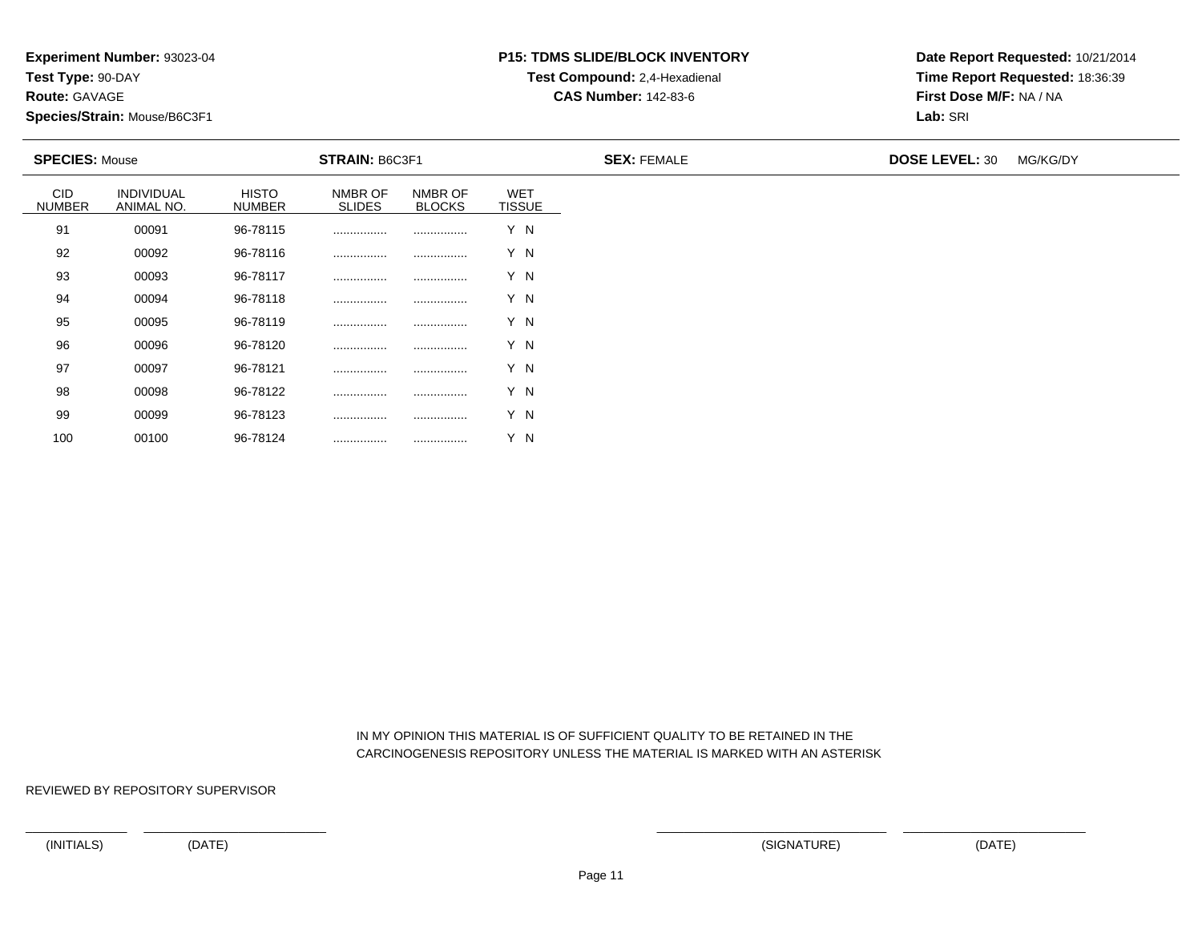**Experiment Number:** 93023-04
**Test Type:** 90-DAY
**Route:** GAVAGE
**Species/Strain:** Mouse/B6C3F1

**P15: TDMS SLIDE/BLOCK INVENTORY**
**Test Compound:** 2,4-Hexadienal
**CAS Number:** 142-83-6

**Date Report Requested:** 10/21/2014
**Time Report Requested:** 18:36:39
**First Dose M/F:** NA / NA
**Lab:** SRI

**SPECIES:** Mouse **STRAIN:** B6C3F1 **SEX:** FEMALE **DOSE LEVEL:** 30 MG/KG/DY

| CID NUMBER | INDIVIDUAL ANIMAL NO. | HISTO NUMBER | NMBR OF SLIDES | NMBR OF BLOCKS | WET TISSUE |
|---|---|---|---|---|---|
| 91 | 00091 | 96-78115 | ................ | ................ | Y N |
| 92 | 00092 | 96-78116 | ................ | ................ | Y N |
| 93 | 00093 | 96-78117 | ................ | ................ | Y N |
| 94 | 00094 | 96-78118 | ................ | ................ | Y N |
| 95 | 00095 | 96-78119 | ................ | ................ | Y N |
| 96 | 00096 | 96-78120 | ................ | ................ | Y N |
| 97 | 00097 | 96-78121 | ................ | ................ | Y N |
| 98 | 00098 | 96-78122 | ................ | ................ | Y N |
| 99 | 00099 | 96-78123 | ................ | ................ | Y N |
| 100 | 00100 | 96-78124 | ................ | ................ | Y N |

IN MY OPINION THIS MATERIAL IS OF SUFFICIENT QUALITY TO BE RETAINED IN THE CARCINOGENESIS REPOSITORY UNLESS THE MATERIAL IS MARKED WITH AN ASTERISK

REVIEWED BY REPOSITORY SUPERVISOR

(INITIALS) (DATE) (SIGNATURE) (DATE)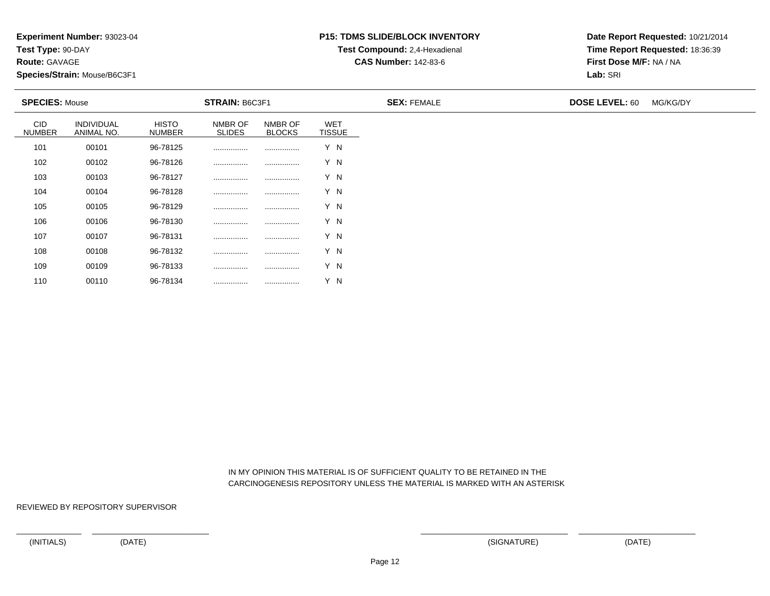**Experiment Number:** 93023-04
**Test Type:** 90-DAY
**Route:** GAVAGE
**Species/Strain:** Mouse/B6C3F1

**P15: TDMS SLIDE/BLOCK INVENTORY**
**Test Compound:** 2,4-Hexadienal
**CAS Number:** 142-83-6

**Date Report Requested:** 10/21/2014
**Time Report Requested:** 18:36:39
**First Dose M/F:** NA / NA
**Lab:** SRI

**SPECIES:** Mouse | **STRAIN:** B6C3F1 | **SEX:** FEMALE | **DOSE LEVEL:** 60 MG/KG/DY

| CID NUMBER | INDIVIDUAL ANIMAL NO. | HISTO NUMBER | NMBR OF SLIDES | NMBR OF BLOCKS | WET TISSUE |
|---|---|---|---|---|---|
| 101 | 00101 | 96-78125 | ................ | ................ | Y N |
| 102 | 00102 | 96-78126 | ................ | ................ | Y N |
| 103 | 00103 | 96-78127 | ................ | ................ | Y N |
| 104 | 00104 | 96-78128 | ................ | ................ | Y N |
| 105 | 00105 | 96-78129 | ................ | ................ | Y N |
| 106 | 00106 | 96-78130 | ................ | ................ | Y N |
| 107 | 00107 | 96-78131 | ................ | ................ | Y N |
| 108 | 00108 | 96-78132 | ................ | ................ | Y N |
| 109 | 00109 | 96-78133 | ................ | ................ | Y N |
| 110 | 00110 | 96-78134 | ................ | ................ | Y N |

IN MY OPINION THIS MATERIAL IS OF SUFFICIENT QUALITY TO BE RETAINED IN THE CARCINOGENESIS REPOSITORY UNLESS THE MATERIAL IS MARKED WITH AN ASTERISK

REVIEWED BY REPOSITORY SUPERVISOR

(INITIALS) (DATE) (SIGNATURE) (DATE)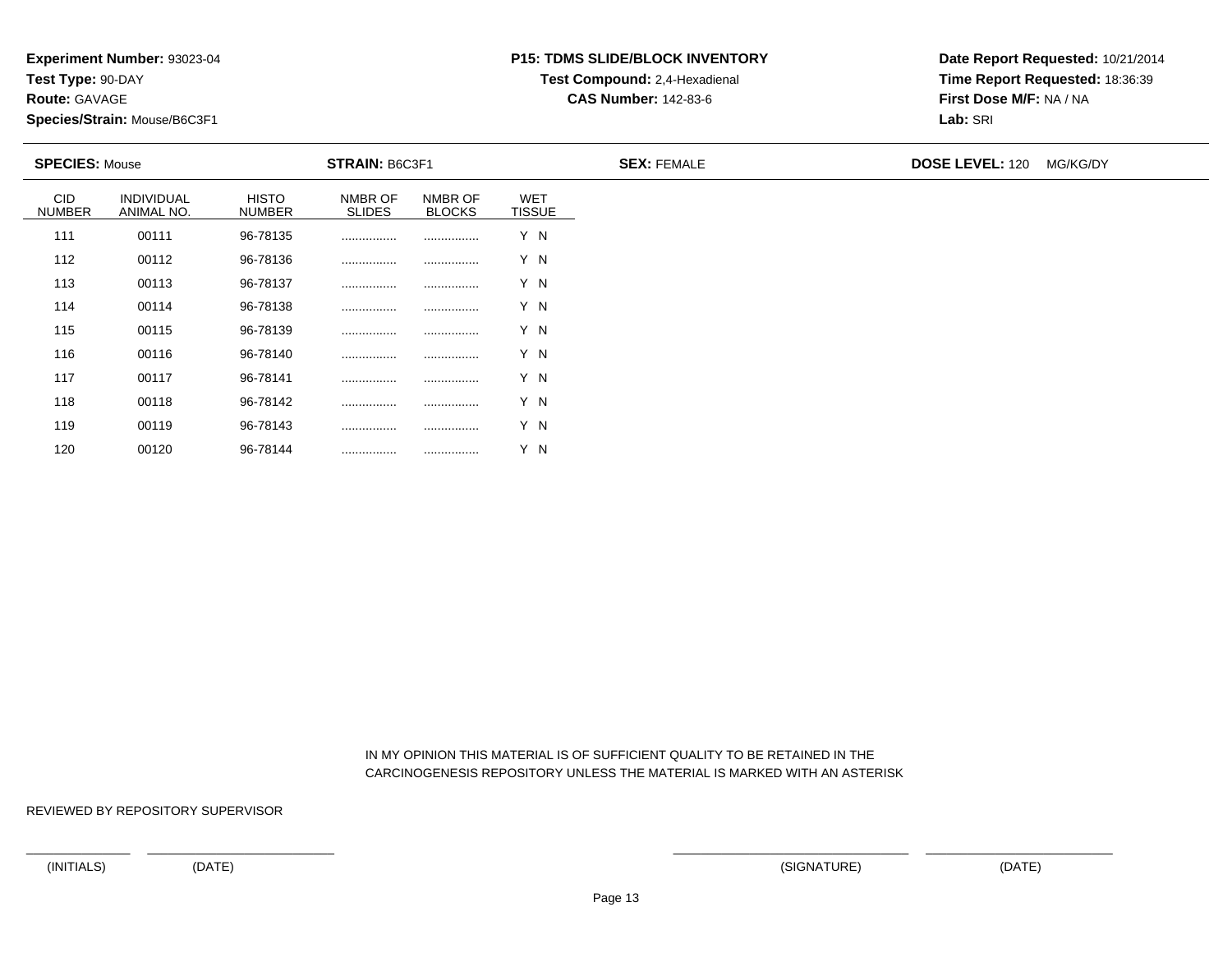**Experiment Number:** 93023-04
**Test Type:** 90-DAY
**Route:** GAVAGE
**Species/Strain:** Mouse/B6C3F1

**P15: TDMS SLIDE/BLOCK INVENTORY**
**Test Compound:** 2,4-Hexadienal
**CAS Number:** 142-83-6

**Date Report Requested:** 10/21/2014
**Time Report Requested:** 18:36:39
**First Dose M/F:** NA / NA
**Lab:** SRI

**SPECIES:** Mouse **STRAIN:** B6C3F1 **SEX:** FEMALE **DOSE LEVEL:** 120 MG/KG/DY

| CID NUMBER | INDIVIDUAL ANIMAL NO. | HISTO NUMBER | NMBR OF SLIDES | NMBR OF BLOCKS | WET TISSUE |
|---|---|---|---|---|---|
| 111 | 00111 | 96-78135 | ................ | ................ | Y N |
| 112 | 00112 | 96-78136 | ................ | ................ | Y N |
| 113 | 00113 | 96-78137 | ................ | ................ | Y N |
| 114 | 00114 | 96-78138 | ................ | ................ | Y N |
| 115 | 00115 | 96-78139 | ................ | ................ | Y N |
| 116 | 00116 | 96-78140 | ................ | ................ | Y N |
| 117 | 00117 | 96-78141 | ................ | ................ | Y N |
| 118 | 00118 | 96-78142 | ................ | ................ | Y N |
| 119 | 00119 | 96-78143 | ................ | ................ | Y N |
| 120 | 00120 | 96-78144 | ................ | ................ | Y N |

IN MY OPINION THIS MATERIAL IS OF SUFFICIENT QUALITY TO BE RETAINED IN THE CARCINOGENESIS REPOSITORY UNLESS THE MATERIAL IS MARKED WITH AN ASTERISK

REVIEWED BY REPOSITORY SUPERVISOR

(INITIALS) (DATE) (SIGNATURE) (DATE)